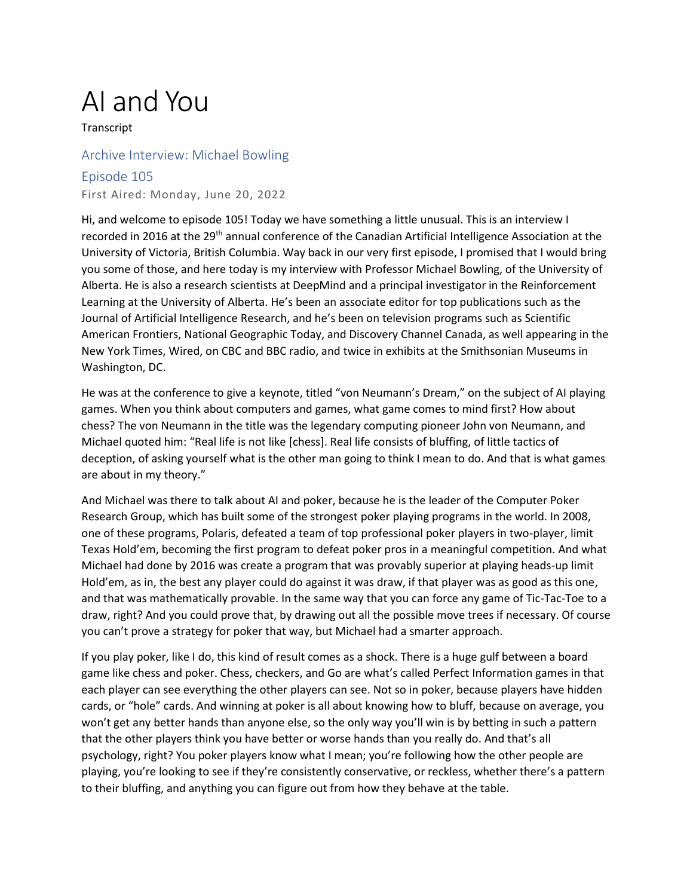# AI and You

Transcript

## Archive Interview: Michael Bowling

## Episode 105

First Aired: Monday, June 20, 2022

Hi, and welcome to episode 105! Today we have something a little unusual. This is an interview I recorded in 2016 at the 29th annual conference of the Canadian Artificial Intelligence Association at the University of Victoria, British Columbia. Way back in our very first episode, I promised that I would bring you some of those, and here today is my interview with Professor Michael Bowling, of the University of Alberta. He is also a research scientists at DeepMind and a principal investigator in the Reinforcement Learning at the University of Alberta. He's been an associate editor for top publications such as the Journal of Artificial Intelligence Research, and he's been on television programs such as Scientific American Frontiers, National Geographic Today, and Discovery Channel Canada, as well appearing in the New York Times, Wired, on CBC and BBC radio, and twice in exhibits at the Smithsonian Museums in Washington, DC.

He was at the conference to give a keynote, titled "von Neumann's Dream," on the subject of AI playing games. When you think about computers and games, what game comes to mind first? How about chess? The von Neumann in the title was the legendary computing pioneer John von Neumann, and Michael quoted him: "Real life is not like [chess]. Real life consists of bluffing, of little tactics of deception, of asking yourself what is the other man going to think I mean to do. And that is what games are about in my theory."

And Michael was there to talk about AI and poker, because he is the leader of the Computer Poker Research Group, which has built some of the strongest poker playing programs in the world. In 2008, one of these programs, Polaris, defeated a team of top professional poker players in two-player, limit Texas Hold'em, becoming the first program to defeat poker pros in a meaningful competition. And what Michael had done by 2016 was create a program that was provably superior at playing heads-up limit Hold'em, as in, the best any player could do against it was draw, if that player was as good as this one, and that was mathematically provable. In the same way that you can force any game of Tic-Tac-Toe to a draw, right? And you could prove that, by drawing out all the possible move trees if necessary. Of course you can't prove a strategy for poker that way, but Michael had a smarter approach.

If you play poker, like I do, this kind of result comes as a shock. There is a huge gulf between a board game like chess and poker. Chess, checkers, and Go are what's called Perfect Information games in that each player can see everything the other players can see. Not so in poker, because players have hidden cards, or "hole" cards. And winning at poker is all about knowing how to bluff, because on average, you won't get any better hands than anyone else, so the only way you'll win is by betting in such a pattern that the other players think you have better or worse hands than you really do. And that's all psychology, right? You poker players know what I mean; you're following how the other people are playing, you're looking to see if they're consistently conservative, or reckless, whether there's a pattern to their bluffing, and anything you can figure out from how they behave at the table.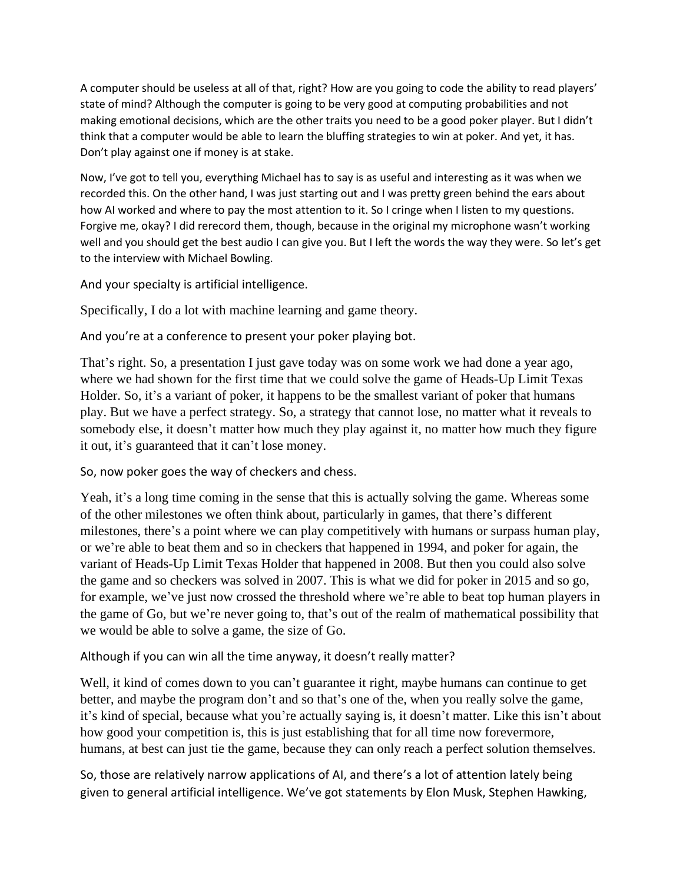A computer should be useless at all of that, right? How are you going to code the ability to read players' state of mind? Although the computer is going to be very good at computing probabilities and not making emotional decisions, which are the other traits you need to be a good poker player. But I didn't think that a computer would be able to learn the bluffing strategies to win at poker. And yet, it has. Don't play against one if money is at stake.

Now, I've got to tell you, everything Michael has to say is as useful and interesting as it was when we recorded this. On the other hand, I was just starting out and I was pretty green behind the ears about how AI worked and where to pay the most attention to it. So I cringe when I listen to my questions. Forgive me, okay? I did rerecord them, though, because in the original my microphone wasn't working well and you should get the best audio I can give you. But I left the words the way they were. So let's get to the interview with Michael Bowling.

And your specialty is artificial intelligence.

Specifically, I do a lot with machine learning and game theory.

And you're at a conference to present your poker playing bot.

That's right. So, a presentation I just gave today was on some work we had done a year ago, where we had shown for the first time that we could solve the game of Heads-Up Limit Texas Holder. So, it's a variant of poker, it happens to be the smallest variant of poker that humans play. But we have a perfect strategy. So, a strategy that cannot lose, no matter what it reveals to somebody else, it doesn't matter how much they play against it, no matter how much they figure it out, it's guaranteed that it can't lose money.

So, now poker goes the way of checkers and chess.

Yeah, it's a long time coming in the sense that this is actually solving the game. Whereas some of the other milestones we often think about, particularly in games, that there's different milestones, there's a point where we can play competitively with humans or surpass human play, or we're able to beat them and so in checkers that happened in 1994, and poker for again, the variant of Heads-Up Limit Texas Holder that happened in 2008. But then you could also solve the game and so checkers was solved in 2007. This is what we did for poker in 2015 and so go, for example, we've just now crossed the threshold where we're able to beat top human players in the game of Go, but we're never going to, that's out of the realm of mathematical possibility that we would be able to solve a game, the size of Go.

Although if you can win all the time anyway, it doesn't really matter?

Well, it kind of comes down to you can't guarantee it right, maybe humans can continue to get better, and maybe the program don't and so that's one of the, when you really solve the game, it's kind of special, because what you're actually saying is, it doesn't matter. Like this isn't about how good your competition is, this is just establishing that for all time now forevermore, humans, at best can just tie the game, because they can only reach a perfect solution themselves.

So, those are relatively narrow applications of AI, and there's a lot of attention lately being given to general artificial intelligence. We've got statements by Elon Musk, Stephen Hawking,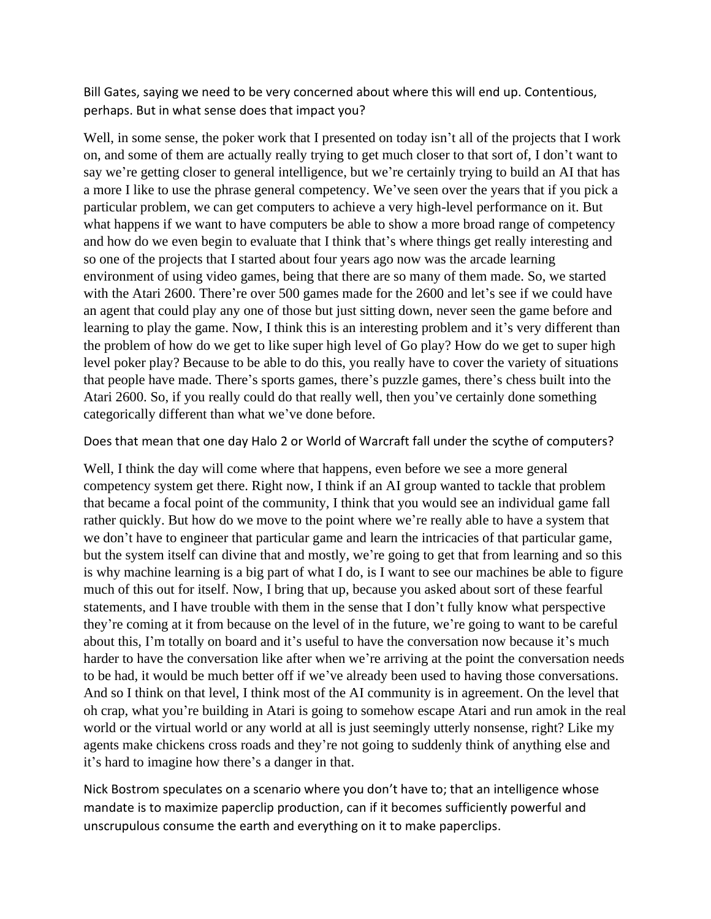Bill Gates, saying we need to be very concerned about where this will end up. Contentious, perhaps. But in what sense does that impact you?

Well, in some sense, the poker work that I presented on today isn't all of the projects that I work on, and some of them are actually really trying to get much closer to that sort of, I don't want to say we're getting closer to general intelligence, but we're certainly trying to build an AI that has a more I like to use the phrase general competency. We've seen over the years that if you pick a particular problem, we can get computers to achieve a very high-level performance on it. But what happens if we want to have computers be able to show a more broad range of competency and how do we even begin to evaluate that I think that's where things get really interesting and so one of the projects that I started about four years ago now was the arcade learning environment of using video games, being that there are so many of them made. So, we started with the Atari 2600. There're over 500 games made for the 2600 and let's see if we could have an agent that could play any one of those but just sitting down, never seen the game before and learning to play the game. Now, I think this is an interesting problem and it's very different than the problem of how do we get to like super high level of Go play? How do we get to super high level poker play? Because to be able to do this, you really have to cover the variety of situations that people have made. There's sports games, there's puzzle games, there's chess built into the Atari 2600. So, if you really could do that really well, then you've certainly done something categorically different than what we've done before.

Does that mean that one day Halo 2 or World of Warcraft fall under the scythe of computers?

Well, I think the day will come where that happens, even before we see a more general competency system get there. Right now, I think if an AI group wanted to tackle that problem that became a focal point of the community, I think that you would see an individual game fall rather quickly. But how do we move to the point where we're really able to have a system that we don't have to engineer that particular game and learn the intricacies of that particular game, but the system itself can divine that and mostly, we're going to get that from learning and so this is why machine learning is a big part of what I do, is I want to see our machines be able to figure much of this out for itself. Now, I bring that up, because you asked about sort of these fearful statements, and I have trouble with them in the sense that I don't fully know what perspective they're coming at it from because on the level of in the future, we're going to want to be careful about this, I'm totally on board and it's useful to have the conversation now because it's much harder to have the conversation like after when we're arriving at the point the conversation needs to be had, it would be much better off if we've already been used to having those conversations. And so I think on that level, I think most of the AI community is in agreement. On the level that oh crap, what you're building in Atari is going to somehow escape Atari and run amok in the real world or the virtual world or any world at all is just seemingly utterly nonsense, right? Like my agents make chickens cross roads and they're not going to suddenly think of anything else and it's hard to imagine how there's a danger in that.

Nick Bostrom speculates on a scenario where you don't have to; that an intelligence whose mandate is to maximize paperclip production, can if it becomes sufficiently powerful and unscrupulous consume the earth and everything on it to make paperclips.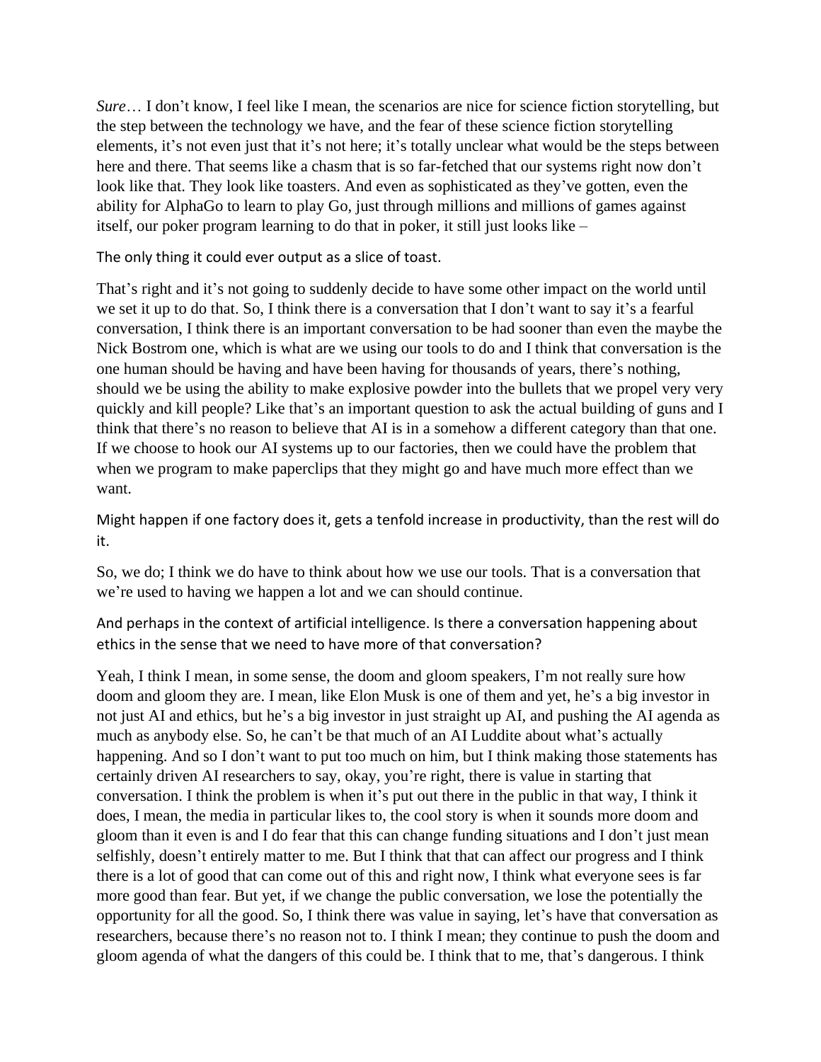*Sure*… I don't know, I feel like I mean, the scenarios are nice for science fiction storytelling, but the step between the technology we have, and the fear of these science fiction storytelling elements, it's not even just that it's not here; it's totally unclear what would be the steps between here and there. That seems like a chasm that is so far-fetched that our systems right now don't look like that. They look like toasters. And even as sophisticated as they've gotten, even the ability for AlphaGo to learn to play Go, just through millions and millions of games against itself, our poker program learning to do that in poker, it still just looks like –

The only thing it could ever output as a slice of toast.

That's right and it's not going to suddenly decide to have some other impact on the world until we set it up to do that. So, I think there is a conversation that I don't want to say it's a fearful conversation, I think there is an important conversation to be had sooner than even the maybe the Nick Bostrom one, which is what are we using our tools to do and I think that conversation is the one human should be having and have been having for thousands of years, there's nothing, should we be using the ability to make explosive powder into the bullets that we propel very very quickly and kill people? Like that's an important question to ask the actual building of guns and I think that there's no reason to believe that AI is in a somehow a different category than that one. If we choose to hook our AI systems up to our factories, then we could have the problem that when we program to make paperclips that they might go and have much more effect than we want.

Might happen if one factory does it, gets a tenfold increase in productivity, than the rest will do it.

So, we do; I think we do have to think about how we use our tools. That is a conversation that we're used to having we happen a lot and we can should continue.

And perhaps in the context of artificial intelligence. Is there a conversation happening about ethics in the sense that we need to have more of that conversation?

Yeah, I think I mean, in some sense, the doom and gloom speakers, I'm not really sure how doom and gloom they are. I mean, like Elon Musk is one of them and yet, he's a big investor in not just AI and ethics, but he's a big investor in just straight up AI, and pushing the AI agenda as much as anybody else. So, he can't be that much of an AI Luddite about what's actually happening. And so I don't want to put too much on him, but I think making those statements has certainly driven AI researchers to say, okay, you're right, there is value in starting that conversation. I think the problem is when it's put out there in the public in that way, I think it does, I mean, the media in particular likes to, the cool story is when it sounds more doom and gloom than it even is and I do fear that this can change funding situations and I don't just mean selfishly, doesn't entirely matter to me. But I think that that can affect our progress and I think there is a lot of good that can come out of this and right now, I think what everyone sees is far more good than fear. But yet, if we change the public conversation, we lose the potentially the opportunity for all the good. So, I think there was value in saying, let's have that conversation as researchers, because there's no reason not to. I think I mean; they continue to push the doom and gloom agenda of what the dangers of this could be. I think that to me, that's dangerous. I think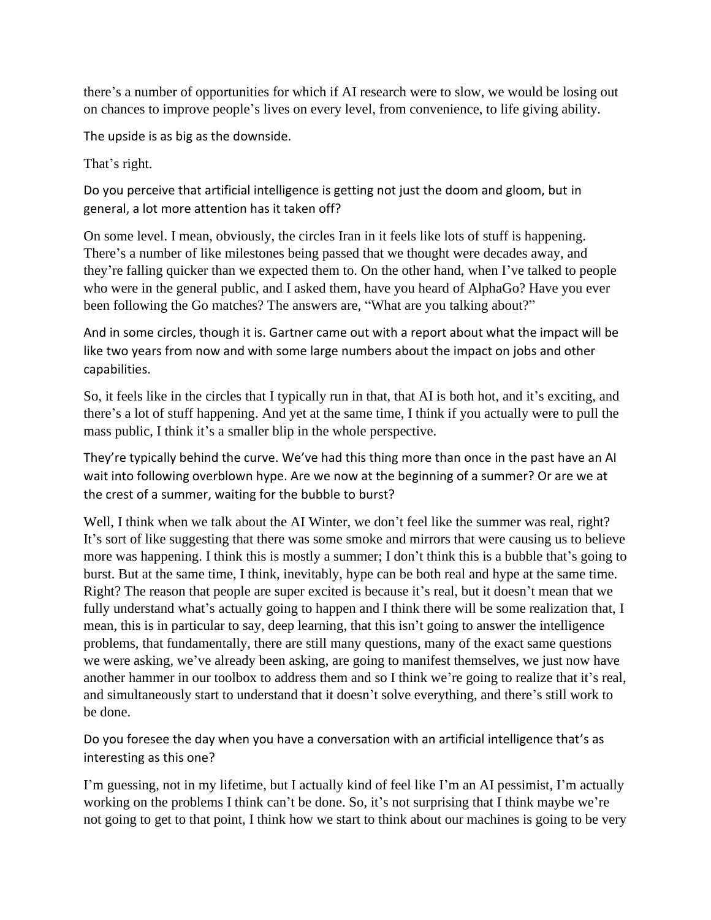there's a number of opportunities for which if AI research were to slow, we would be losing out on chances to improve people's lives on every level, from convenience, to life giving ability.

The upside is as big as the downside.

That's right.

Do you perceive that artificial intelligence is getting not just the doom and gloom, but in general, a lot more attention has it taken off?

On some level. I mean, obviously, the circles Iran in it feels like lots of stuff is happening. There's a number of like milestones being passed that we thought were decades away, and they're falling quicker than we expected them to. On the other hand, when I've talked to people who were in the general public, and I asked them, have you heard of AlphaGo? Have you ever been following the Go matches? The answers are, "What are you talking about?"

And in some circles, though it is. Gartner came out with a report about what the impact will be like two years from now and with some large numbers about the impact on jobs and other capabilities.

So, it feels like in the circles that I typically run in that, that AI is both hot, and it's exciting, and there's a lot of stuff happening. And yet at the same time, I think if you actually were to pull the mass public, I think it's a smaller blip in the whole perspective.

They're typically behind the curve. We've had this thing more than once in the past have an AI wait into following overblown hype. Are we now at the beginning of a summer? Or are we at the crest of a summer, waiting for the bubble to burst?

Well, I think when we talk about the AI Winter, we don't feel like the summer was real, right? It's sort of like suggesting that there was some smoke and mirrors that were causing us to believe more was happening. I think this is mostly a summer; I don't think this is a bubble that's going to burst. But at the same time, I think, inevitably, hype can be both real and hype at the same time. Right? The reason that people are super excited is because it's real, but it doesn't mean that we fully understand what's actually going to happen and I think there will be some realization that, I mean, this is in particular to say, deep learning, that this isn't going to answer the intelligence problems, that fundamentally, there are still many questions, many of the exact same questions we were asking, we've already been asking, are going to manifest themselves, we just now have another hammer in our toolbox to address them and so I think we're going to realize that it's real, and simultaneously start to understand that it doesn't solve everything, and there's still work to be done.

Do you foresee the day when you have a conversation with an artificial intelligence that's as interesting as this one?

I'm guessing, not in my lifetime, but I actually kind of feel like I'm an AI pessimist, I'm actually working on the problems I think can't be done. So, it's not surprising that I think maybe we're not going to get to that point, I think how we start to think about our machines is going to be very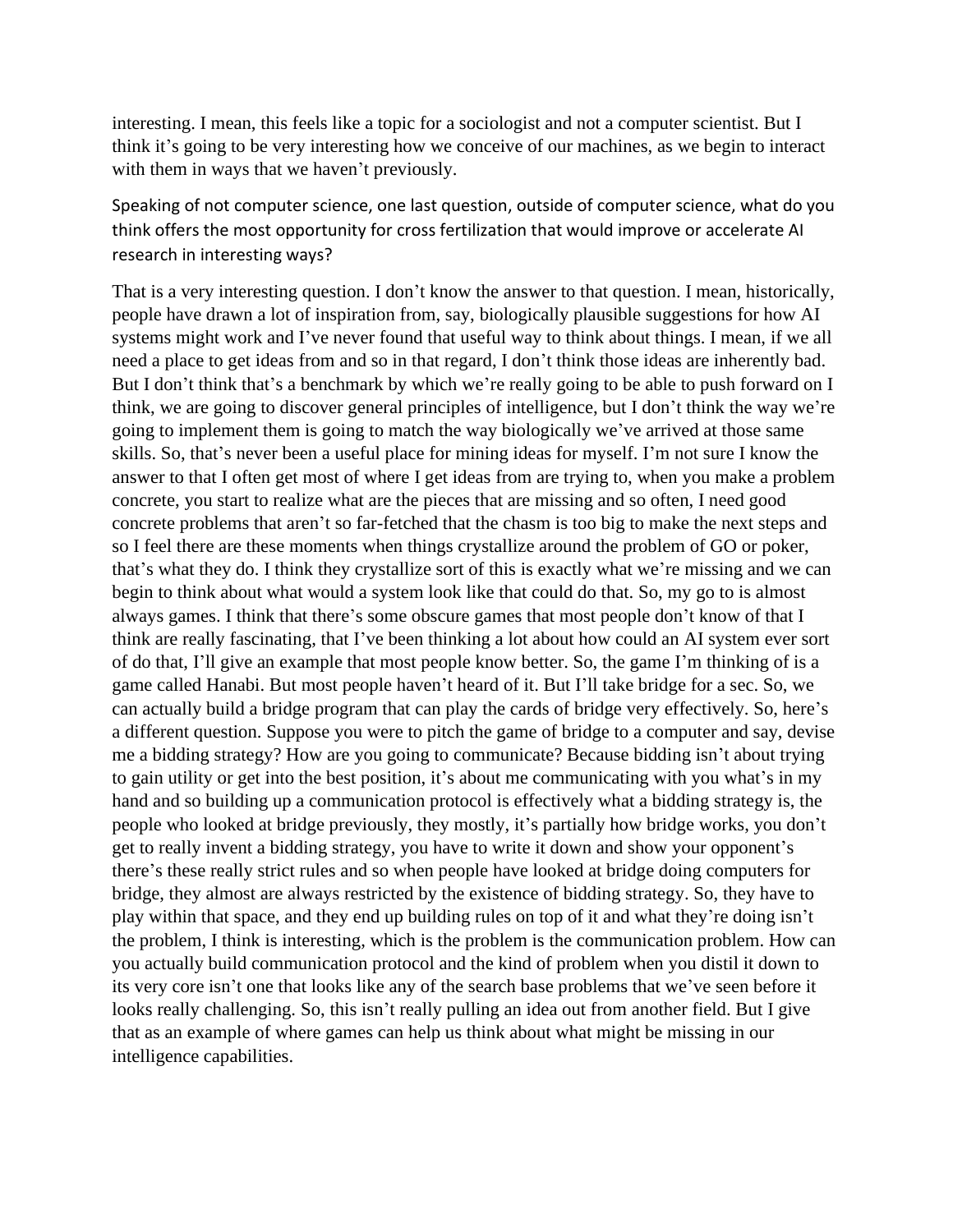interesting. I mean, this feels like a topic for a sociologist and not a computer scientist. But I think it's going to be very interesting how we conceive of our machines, as we begin to interact with them in ways that we haven't previously.

Speaking of not computer science, one last question, outside of computer science, what do you think offers the most opportunity for cross fertilization that would improve or accelerate AI research in interesting ways?

That is a very interesting question. I don't know the answer to that question. I mean, historically, people have drawn a lot of inspiration from, say, biologically plausible suggestions for how AI systems might work and I've never found that useful way to think about things. I mean, if we all need a place to get ideas from and so in that regard, I don't think those ideas are inherently bad. But I don't think that's a benchmark by which we're really going to be able to push forward on I think, we are going to discover general principles of intelligence, but I don't think the way we're going to implement them is going to match the way biologically we've arrived at those same skills. So, that's never been a useful place for mining ideas for myself. I'm not sure I know the answer to that I often get most of where I get ideas from are trying to, when you make a problem concrete, you start to realize what are the pieces that are missing and so often, I need good concrete problems that aren't so far-fetched that the chasm is too big to make the next steps and so I feel there are these moments when things crystallize around the problem of GO or poker, that's what they do. I think they crystallize sort of this is exactly what we're missing and we can begin to think about what would a system look like that could do that. So, my go to is almost always games. I think that there's some obscure games that most people don't know of that I think are really fascinating, that I've been thinking a lot about how could an AI system ever sort of do that, I'll give an example that most people know better. So, the game I'm thinking of is a game called Hanabi. But most people haven't heard of it. But I'll take bridge for a sec. So, we can actually build a bridge program that can play the cards of bridge very effectively. So, here's a different question. Suppose you were to pitch the game of bridge to a computer and say, devise me a bidding strategy? How are you going to communicate? Because bidding isn't about trying to gain utility or get into the best position, it's about me communicating with you what's in my hand and so building up a communication protocol is effectively what a bidding strategy is, the people who looked at bridge previously, they mostly, it's partially how bridge works, you don't get to really invent a bidding strategy, you have to write it down and show your opponent's there's these really strict rules and so when people have looked at bridge doing computers for bridge, they almost are always restricted by the existence of bidding strategy. So, they have to play within that space, and they end up building rules on top of it and what they're doing isn't the problem, I think is interesting, which is the problem is the communication problem. How can you actually build communication protocol and the kind of problem when you distil it down to its very core isn't one that looks like any of the search base problems that we've seen before it looks really challenging. So, this isn't really pulling an idea out from another field. But I give that as an example of where games can help us think about what might be missing in our intelligence capabilities.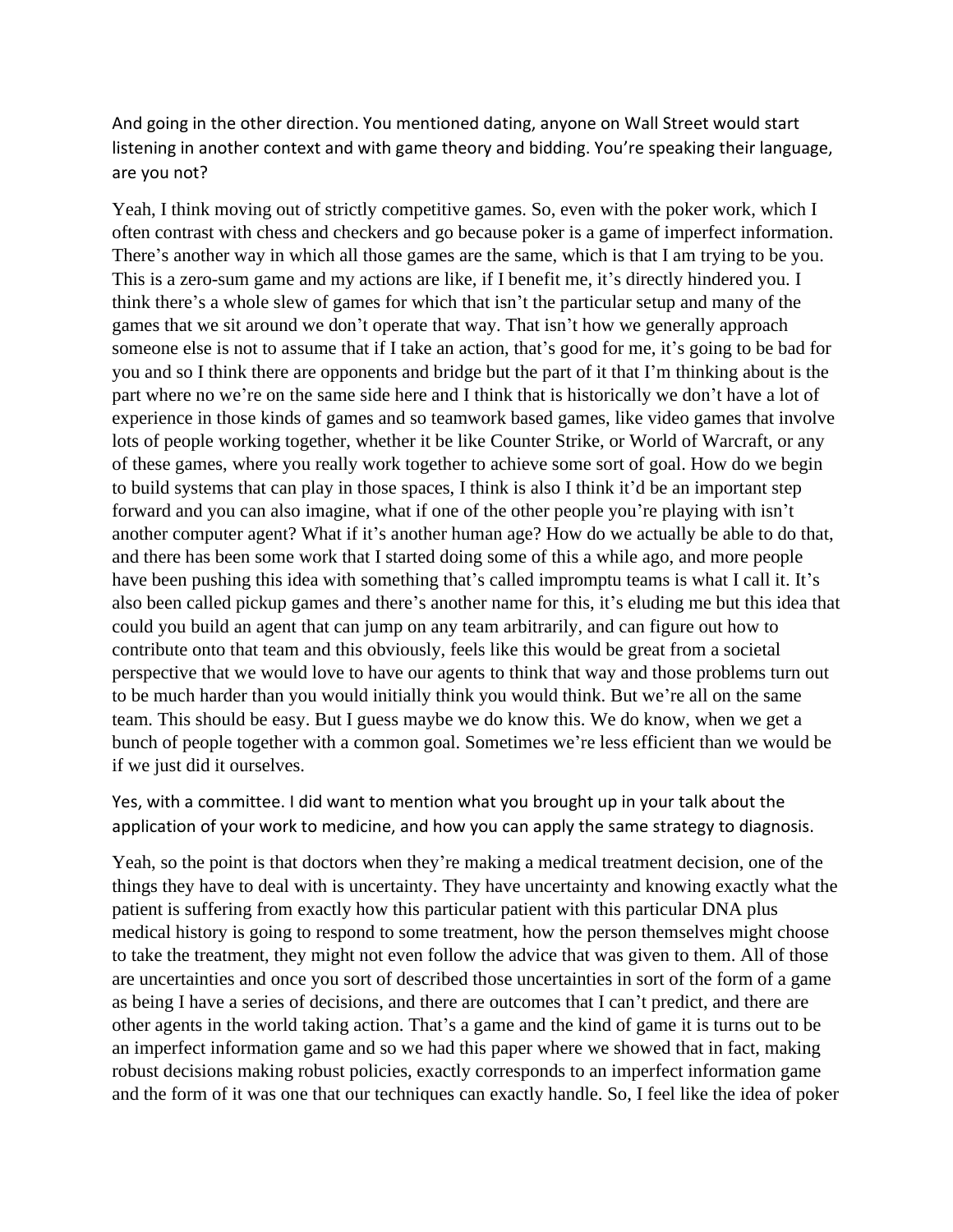And going in the other direction. You mentioned dating, anyone on Wall Street would start listening in another context and with game theory and bidding. You're speaking their language, are you not?

Yeah, I think moving out of strictly competitive games. So, even with the poker work, which I often contrast with chess and checkers and go because poker is a game of imperfect information. There's another way in which all those games are the same, which is that I am trying to be you. This is a zero-sum game and my actions are like, if I benefit me, it's directly hindered you. I think there's a whole slew of games for which that isn't the particular setup and many of the games that we sit around we don't operate that way. That isn't how we generally approach someone else is not to assume that if I take an action, that's good for me, it's going to be bad for you and so I think there are opponents and bridge but the part of it that I'm thinking about is the part where no we're on the same side here and I think that is historically we don't have a lot of experience in those kinds of games and so teamwork based games, like video games that involve lots of people working together, whether it be like Counter Strike, or World of Warcraft, or any of these games, where you really work together to achieve some sort of goal. How do we begin to build systems that can play in those spaces, I think is also I think it'd be an important step forward and you can also imagine, what if one of the other people you're playing with isn't another computer agent? What if it's another human age? How do we actually be able to do that, and there has been some work that I started doing some of this a while ago, and more people have been pushing this idea with something that's called impromptu teams is what I call it. It's also been called pickup games and there's another name for this, it's eluding me but this idea that could you build an agent that can jump on any team arbitrarily, and can figure out how to contribute onto that team and this obviously, feels like this would be great from a societal perspective that we would love to have our agents to think that way and those problems turn out to be much harder than you would initially think you would think. But we're all on the same team. This should be easy. But I guess maybe we do know this. We do know, when we get a bunch of people together with a common goal. Sometimes we're less efficient than we would be if we just did it ourselves.

Yes, with a committee. I did want to mention what you brought up in your talk about the application of your work to medicine, and how you can apply the same strategy to diagnosis.

Yeah, so the point is that doctors when they're making a medical treatment decision, one of the things they have to deal with is uncertainty. They have uncertainty and knowing exactly what the patient is suffering from exactly how this particular patient with this particular DNA plus medical history is going to respond to some treatment, how the person themselves might choose to take the treatment, they might not even follow the advice that was given to them. All of those are uncertainties and once you sort of described those uncertainties in sort of the form of a game as being I have a series of decisions, and there are outcomes that I can't predict, and there are other agents in the world taking action. That's a game and the kind of game it is turns out to be an imperfect information game and so we had this paper where we showed that in fact, making robust decisions making robust policies, exactly corresponds to an imperfect information game and the form of it was one that our techniques can exactly handle. So, I feel like the idea of poker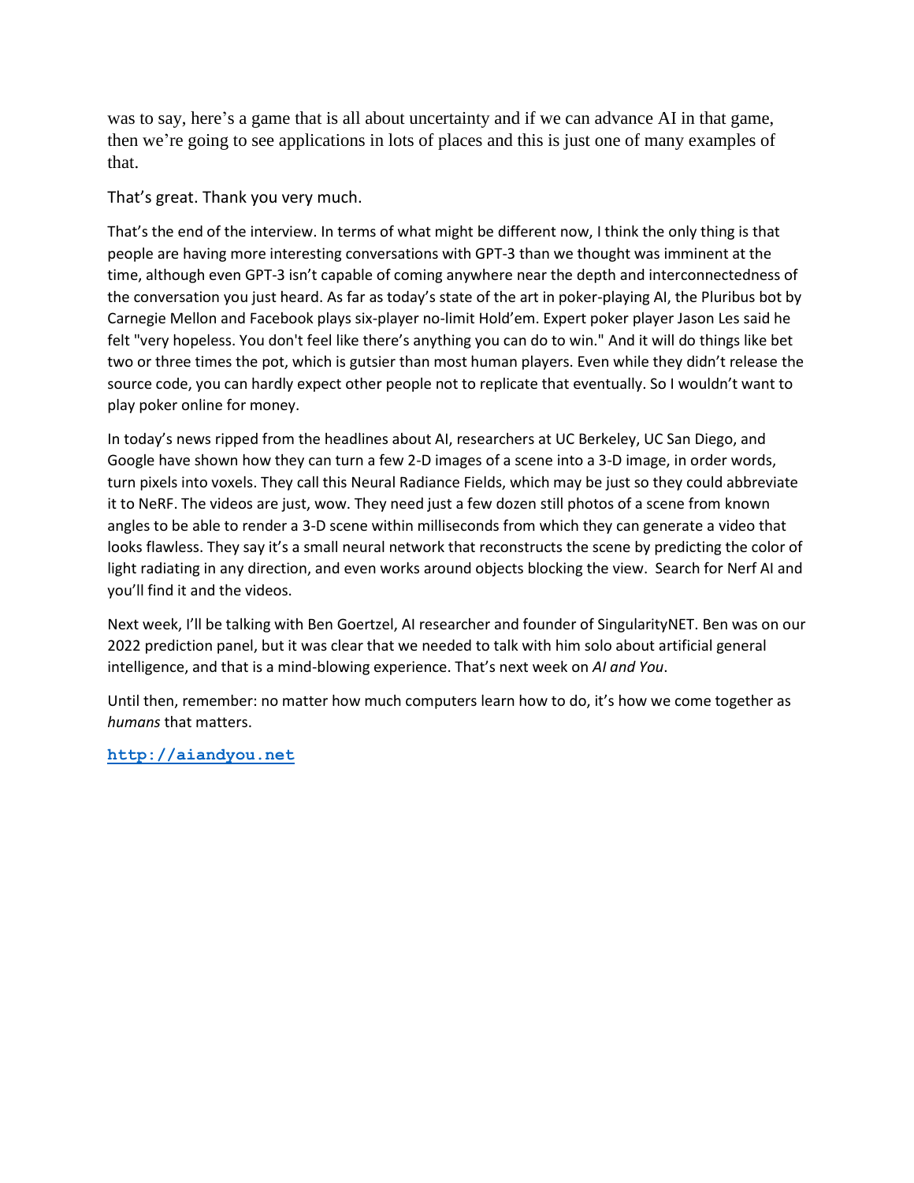was to say, here's a game that is all about uncertainty and if we can advance AI in that game, then we're going to see applications in lots of places and this is just one of many examples of that.

That's great. Thank you very much.

That's the end of the interview. In terms of what might be different now, I think the only thing is that people are having more interesting conversations with GPT-3 than we thought was imminent at the time, although even GPT-3 isn't capable of coming anywhere near the depth and interconnectedness of the conversation you just heard. As far as today's state of the art in poker-playing AI, the Pluribus bot by Carnegie Mellon and Facebook plays six-player no-limit Hold'em. Expert poker player Jason Les said he felt "very hopeless. You don't feel like there's anything you can do to win." And it will do things like bet two or three times the pot, which is gutsier than most human players. Even while they didn't release the source code, you can hardly expect other people not to replicate that eventually. So I wouldn't want to play poker online for money.

In today's news ripped from the headlines about AI, researchers at UC Berkeley, UC San Diego, and Google have shown how they can turn a few 2-D images of a scene into a 3-D image, in order words, turn pixels into voxels. They call this Neural Radiance Fields, which may be just so they could abbreviate it to NeRF. The videos are just, wow. They need just a few dozen still photos of a scene from known angles to be able to render a 3-D scene within milliseconds from which they can generate a video that looks flawless. They say it's a small neural network that reconstructs the scene by predicting the color of light radiating in any direction, and even works around objects blocking the view. Search for Nerf AI and you'll find it and the videos.

Next week, I'll be talking with Ben Goertzel, AI researcher and founder of SingularityNET. Ben was on our 2022 prediction panel, but it was clear that we needed to talk with him solo about artificial general intelligence, and that is a mind-blowing experience. That's next week on *AI and You*.

Until then, remember: no matter how much computers learn how to do, it's how we come together as *humans* that matters.

**http://aiandyou.net**